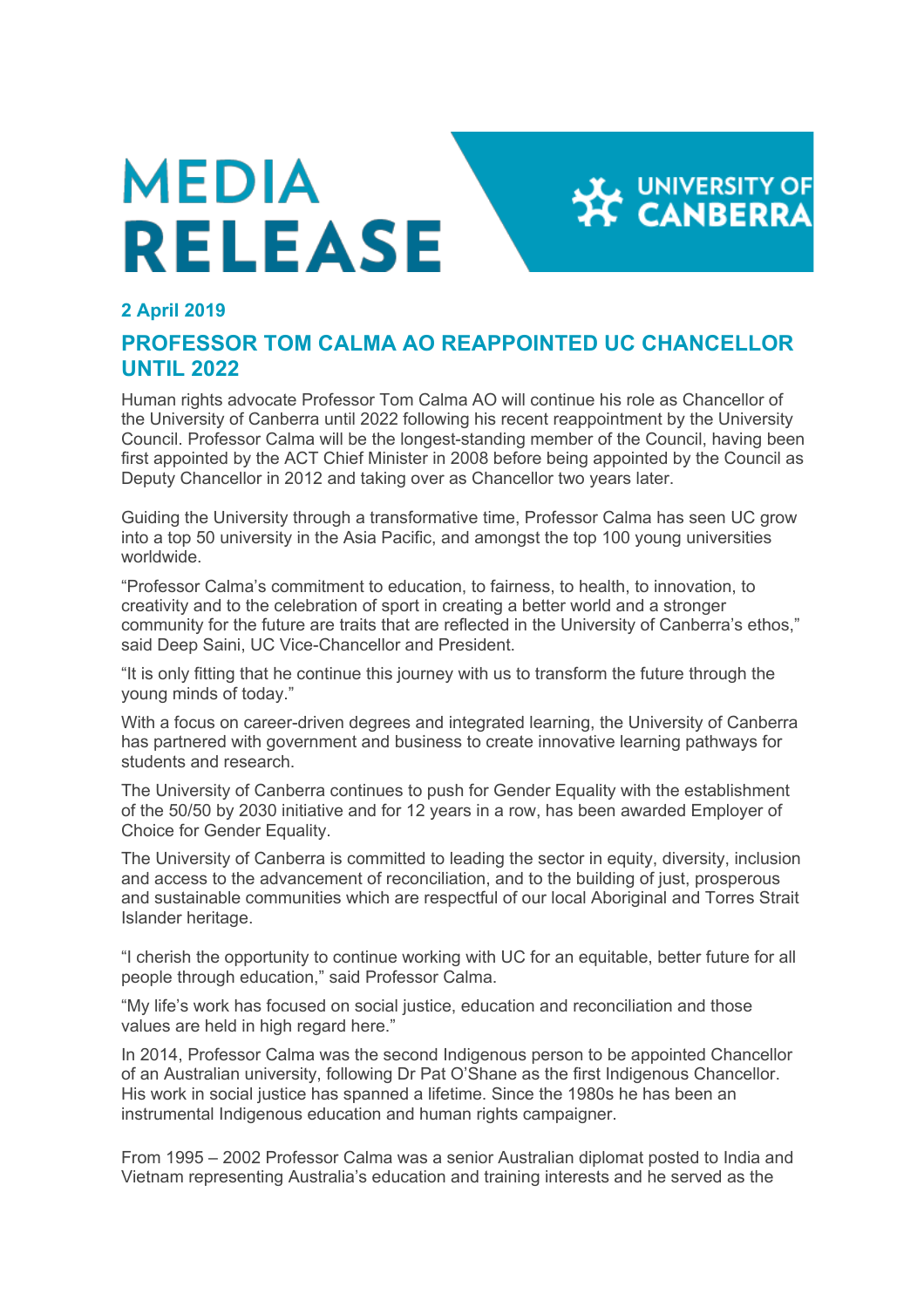# MEDIA RELEASE

UNIVERSITY OF CANBERRA

**2 April 2019**

## PROFESSOR TOM CALMA AO REAPPOINTED UC CHANCELLOR UNTIL 2022

Human rights advocate Professor Tom Calma AO will continue his role as Chancellor of the University of Canberra until 2022 following his recent reappointment by the University Council. Professor Calma will be the longest-standing member of the Council, having been first appointed by the ACT Chief Minister in 2008 before being appointed by the Council as Deputy Chancellor in 2012 and taking over as Chancellor two years later.

Guiding the University through a transformative time, Professor Calma has seen UC grow into a top 50 university in the Asia Pacific, and amongst the top 100 young universities worldwide.

"Professor Calma's commitment to education, to fairness, to health, to innovation, to creativity and to the celebration of sport in creating a better world and a stronger community for the future are traits that are reflected in the University of Canberra's ethos," said Deep Saini, UC Vice-Chancellor and President.

"It is only fitting that he continue this journey with us to transform the future through the young minds of today."

With a focus on career-driven degrees and integrated learning, the University of Canberra has partnered with government and business to create innovative learning pathways for students and research.

The University of Canberra continues to push for Gender Equality with the establishment of the 50/50 by 2030 initiative and for 12 years in a row, has been awarded Employer of Choice for Gender Equality.

The University of Canberra is committed to leading the sector in equity, diversity, inclusion and access to the advancement of reconciliation, and to the building of just, prosperous and sustainable communities which are respectful of our local Aboriginal and Torres Strait Islander heritage.

"I cherish the opportunity to continue working with UC for an equitable, better future for all people through education," said Professor Calma.

"My life's work has focused on social justice, education and reconciliation and those values are held in high regard here."

In 2014, Professor Calma was the second Indigenous person to be appointed Chancellor of an Australian university, following Dr Pat O'Shane as the first Indigenous Chancellor. His work in social justice has spanned a lifetime. Since the 1980s he has been an instrumental Indigenous education and human rights campaigner.

From 1995 – 2002 Professor Calma was a senior Australian diplomat posted to India and Vietnam representing Australia's education and training interests and he served as the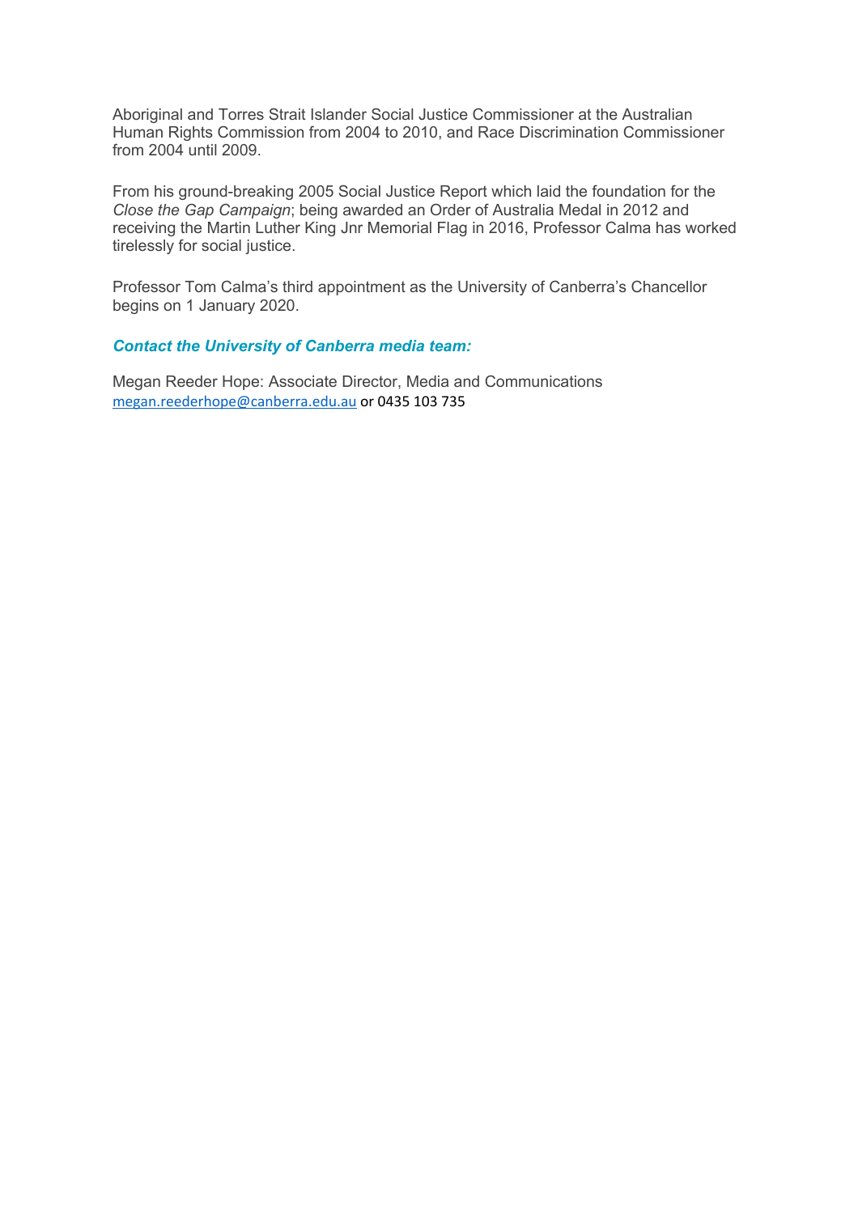Aboriginal and Torres Strait Islander Social Justice Commissioner at the Australian Human Rights Commission from 2004 to 2010, and Race Discrimination Commissioner from 2004 until 2009.

From his ground-breaking 2005 Social Justice Report which laid the foundation for the *Close the Gap Campaign*; being awarded an Order of Australia Medal in 2012 and receiving the Martin Luther King Jnr Memorial Flag in 2016, Professor Calma has worked tirelessly for social justice.

Professor Tom Calma's third appointment as the University of Canberra's Chancellor begins on 1 January 2020.

***Contact the University of Canberra media team:***

Megan Reeder Hope: Associate Director, Media and Communications
megan.reederhope@canberra.edu.au or 0435 103 735